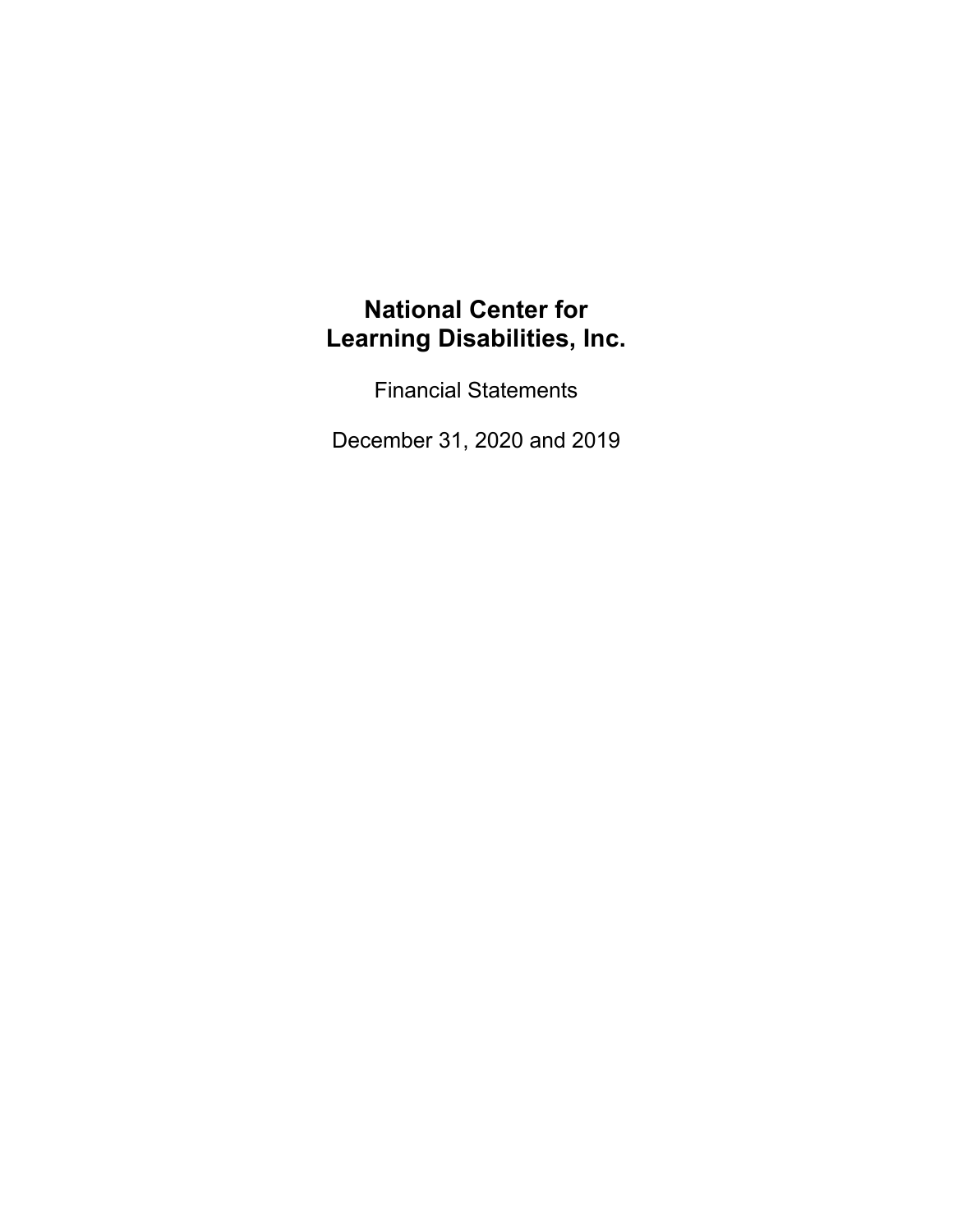# National Center for Learning Disabilities, Inc.

Financial Statements

December 31, 2020 and 2019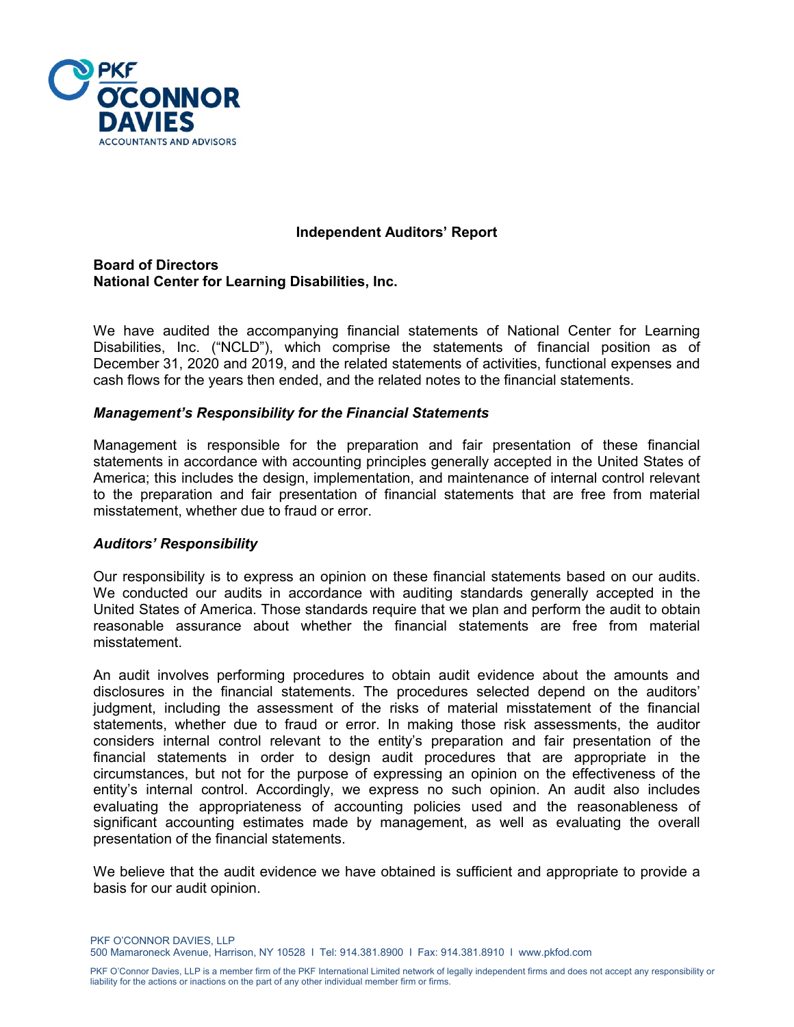# Independent Auditors' Report

**Board of Directors**
**National Center for Learning Disabilities, Inc.**

We have audited the accompanying financial statements of National Center for Learning Disabilities, Inc. ("NCLD"), which comprise the statements of financial position as of December 31, 2020 and 2019, and the related statements of activities, functional expenses and cash flows for the years then ended, and the related notes to the financial statements.

### ***Management's Responsibility for the Financial Statements***

Management is responsible for the preparation and fair presentation of these financial statements in accordance with accounting principles generally accepted in the United States of America; this includes the design, implementation, and maintenance of internal control relevant to the preparation and fair presentation of financial statements that are free from material misstatement, whether due to fraud or error.

### ***Auditors' Responsibility***

Our responsibility is to express an opinion on these financial statements based on our audits. We conducted our audits in accordance with auditing standards generally accepted in the United States of America. Those standards require that we plan and perform the audit to obtain reasonable assurance about whether the financial statements are free from material misstatement.

An audit involves performing procedures to obtain audit evidence about the amounts and disclosures in the financial statements. The procedures selected depend on the auditors' judgment, including the assessment of the risks of material misstatement of the financial statements, whether due to fraud or error. In making those risk assessments, the auditor considers internal control relevant to the entity's preparation and fair presentation of the financial statements in order to design audit procedures that are appropriate in the circumstances, but not for the purpose of expressing an opinion on the effectiveness of the entity's internal control. Accordingly, we express no such opinion. An audit also includes evaluating the appropriateness of accounting policies used and the reasonableness of significant accounting estimates made by management, as well as evaluating the overall presentation of the financial statements.

We believe that the audit evidence we have obtained is sufficient and appropriate to provide a basis for our audit opinion.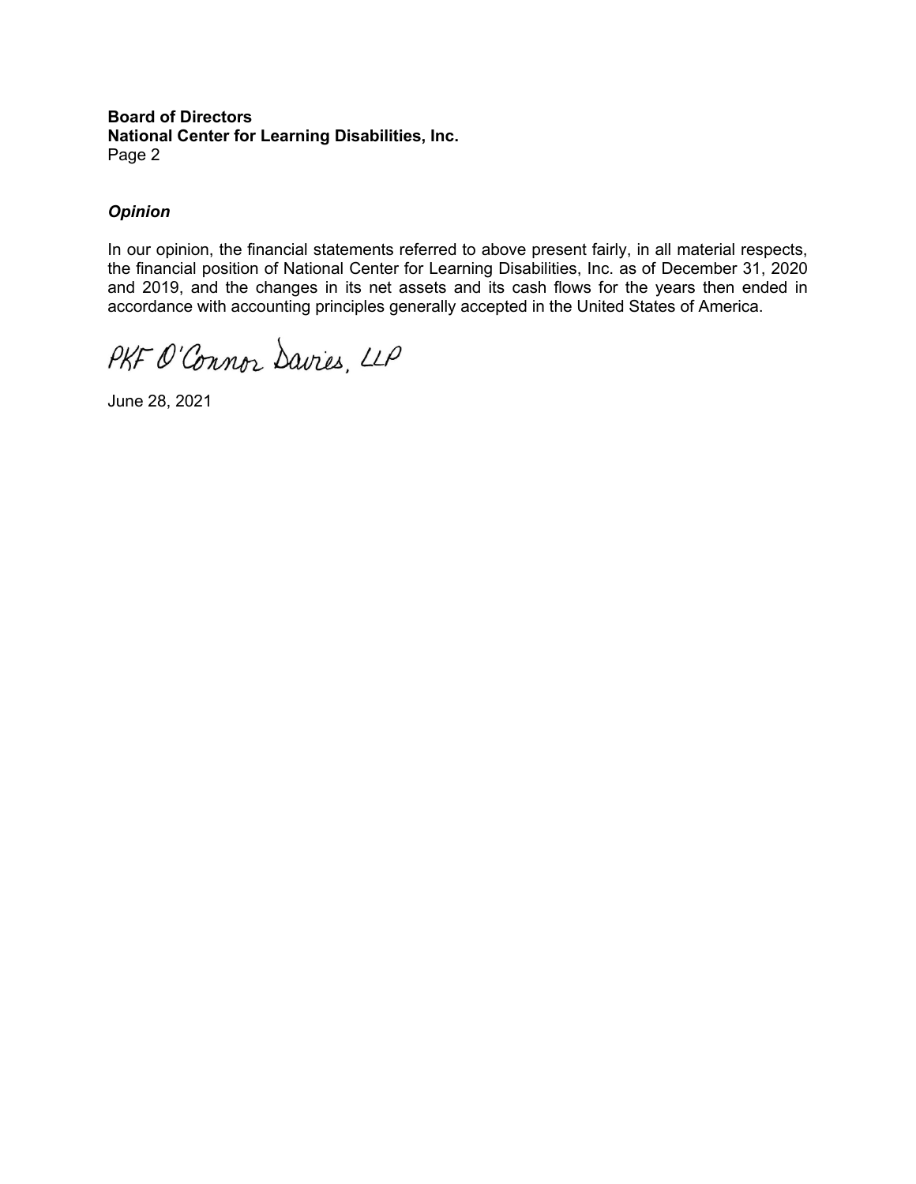**Board of Directors**
**National Center for Learning Disabilities, Inc.**
Page 2

***Opinion***

In our opinion, the financial statements referred to above present fairly, in all material respects, the financial position of National Center for Learning Disabilities, Inc. as of December 31, 2020 and 2019, and the changes in its net assets and its cash flows for the years then ended in accordance with accounting principles generally accepted in the United States of America.

PKF O'Connor Davies, LLP

June 28, 2021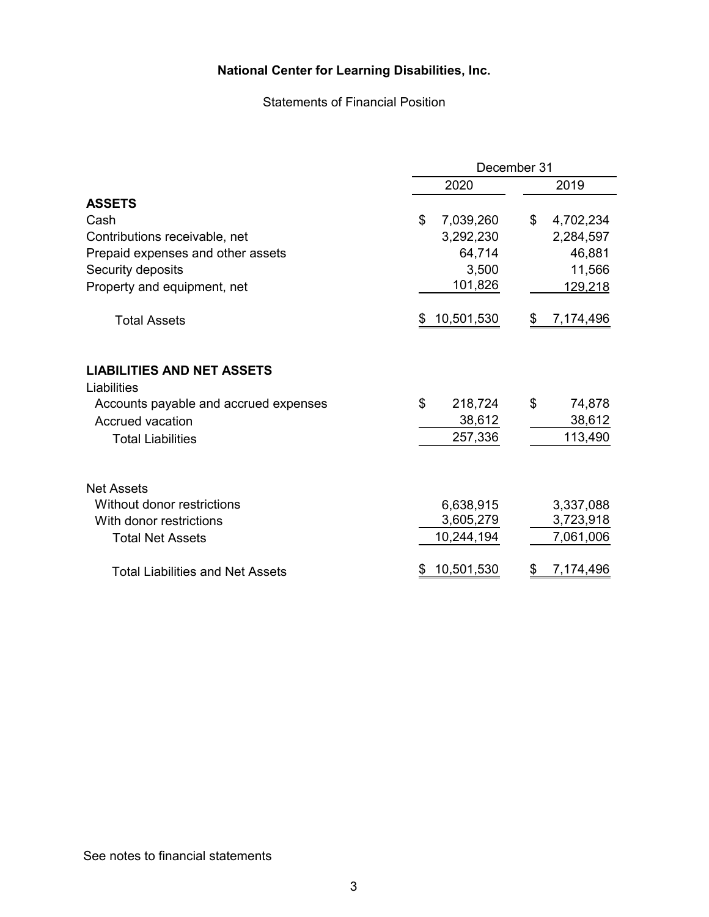# National Center for Learning Disabilities, Inc.

## Statements of Financial Position

| | December 31 | |
|---|---|---|
| | 2020 | 2019 |
| **ASSETS** | | |
| Cash | $ 7,039,260 | $ 4,702,234 |
| Contributions receivable, net | 3,292,230 | 2,284,597 |
| Prepaid expenses and other assets | 64,714 | 46,881 |
| Security deposits | 3,500 | 11,566 |
| Property and equipment, net | 101,826 | 129,218 |
| Total Assets | $ 10,501,530 | $ 7,174,496 |
| **LIABILITIES AND NET ASSETS** | | |
| Liabilities | | |
| Accounts payable and accrued expenses | $ 218,724 | $ 74,878 |
| Accrued vacation | 38,612 | 38,612 |
| Total Liabilities | 257,336 | 113,490 |
| Net Assets | | |
| Without donor restrictions | 6,638,915 | 3,337,088 |
| With donor restrictions | 3,605,279 | 3,723,918 |
| Total Net Assets | 10,244,194 | 7,061,006 |
| Total Liabilities and Net Assets | $ 10,501,530 | $ 7,174,496 |

See notes to financial statements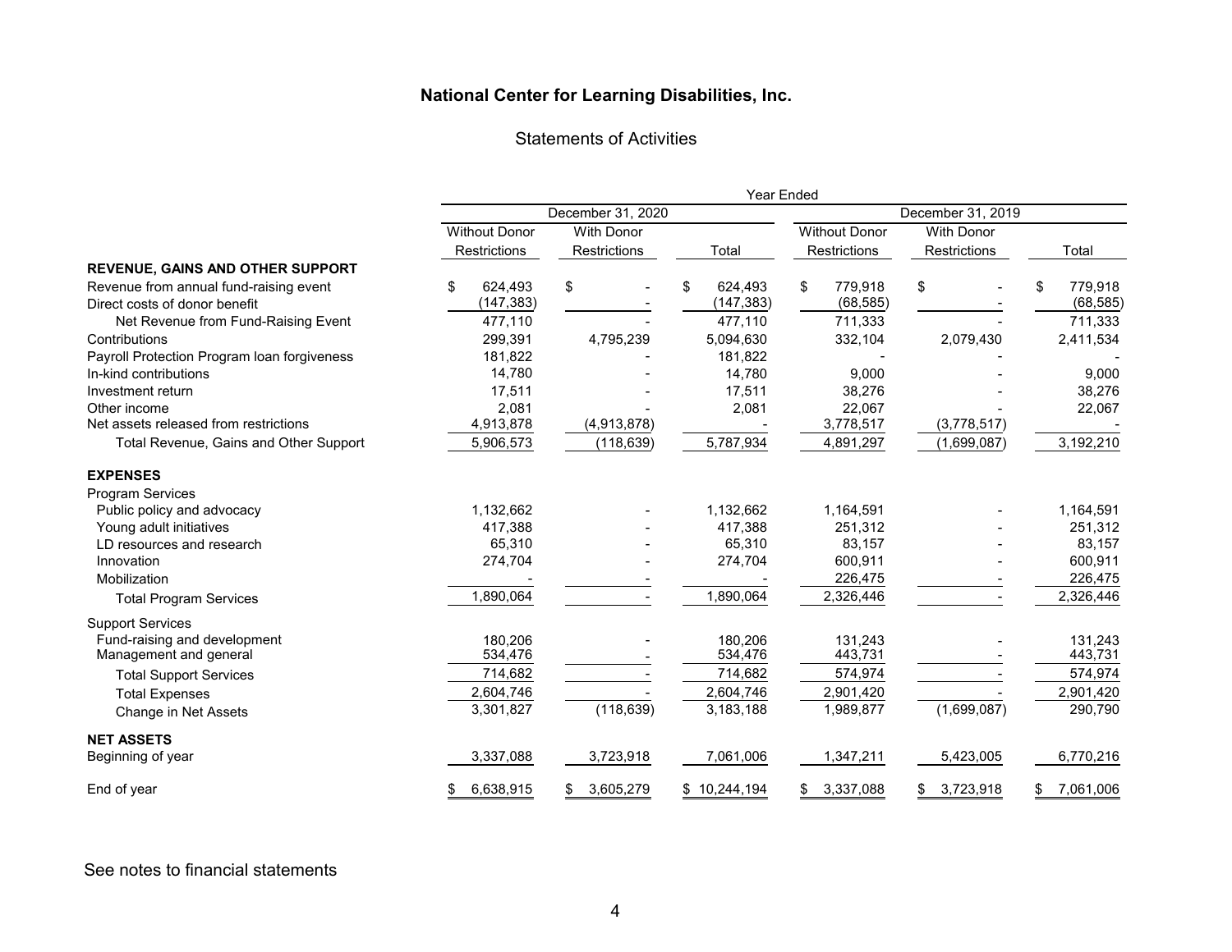## National Center for Learning Disabilities, Inc.

### Statements of Activities

| | Year Ended | | | | | |
|---|---|---|---|---|---|---|
| | December 31, 2020 | | | December 31, 2019 | | |
| | Without Donor Restrictions | With Donor Restrictions | Total | Without Donor Restrictions | With Donor Restrictions | Total |
| **REVENUE, GAINS AND OTHER SUPPORT** | | | | | | |
| Revenue from annual fund-raising event | $ 624,493 | $ - | $ 624,493 | $ 779,918 | $ - | $ 779,918 |
| Direct costs of donor benefit | (147,383) | - | (147,383) | (68,585) | - | (68,585) |
| Net Revenue from Fund-Raising Event | 477,110 | - | 477,110 | 711,333 | - | 711,333 |
| Contributions | 299,391 | 4,795,239 | 5,094,630 | 332,104 | 2,079,430 | 2,411,534 |
| Payroll Protection Program loan forgiveness | 181,822 | - | 181,822 | - | - | - |
| In-kind contributions | 14,780 | - | 14,780 | 9,000 | - | 9,000 |
| Investment return | 17,511 | - | 17,511 | 38,276 | - | 38,276 |
| Other income | 2,081 | - | 2,081 | 22,067 | - | 22,067 |
| Net assets released from restrictions | 4,913,878 | (4,913,878) | - | 3,778,517 | (3,778,517) | - |
| Total Revenue, Gains and Other Support | 5,906,573 | (118,639) | 5,787,934 | 4,891,297 | (1,699,087) | 3,192,210 |
| **EXPENSES** | | | | | | |
| Program Services | | | | | | |
| Public policy and advocacy | 1,132,662 | - | 1,132,662 | 1,164,591 | - | 1,164,591 |
| Young adult initiatives | 417,388 | - | 417,388 | 251,312 | - | 251,312 |
| LD resources and research | 65,310 | - | 65,310 | 83,157 | - | 83,157 |
| Innovation | 274,704 | - | 274,704 | 600,911 | - | 600,911 |
| Mobilization | - | - | - | 226,475 | - | 226,475 |
| Total Program Services | 1,890,064 | - | 1,890,064 | 2,326,446 | - | 2,326,446 |
| Support Services | | | | | | |
| Fund-raising and development | 180,206 | - | 180,206 | 131,243 | - | 131,243 |
| Management and general | 534,476 | - | 534,476 | 443,731 | - | 443,731 |
| Total Support Services | 714,682 | - | 714,682 | 574,974 | - | 574,974 |
| Total Expenses | 2,604,746 | - | 2,604,746 | 2,901,420 | - | 2,901,420 |
| Change in Net Assets | 3,301,827 | (118,639) | 3,183,188 | 1,989,877 | (1,699,087) | 290,790 |
| **NET ASSETS** | | | | | | |
| Beginning of year | 3,337,088 | 3,723,918 | 7,061,006 | 1,347,211 | 5,423,005 | 6,770,216 |
| End of year | $ 6,638,915 | $ 3,605,279 | $ 10,244,194 | $ 3,337,088 | $ 3,723,918 | $ 7,061,006 |

See notes to financial statements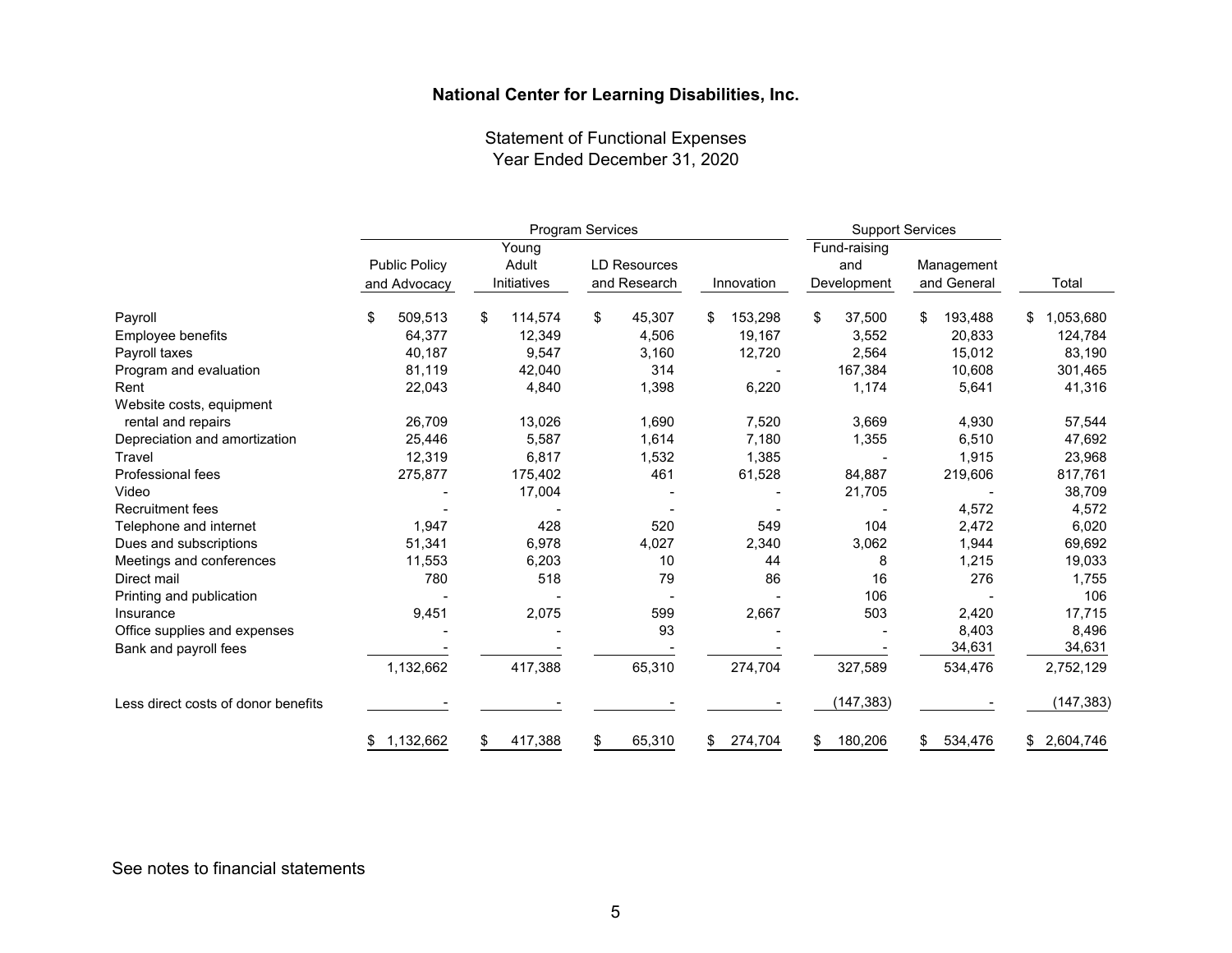**National Center for Learning Disabilities, Inc.**

Statement of Functional Expenses
Year Ended December 31, 2020

| | Program Services | | | | Support Services | | |
|---|---|---|---|---|---|---|---|
| | Public Policy and Advocacy | Young Adult Initiatives | LD Resources and Research | Innovation | Fund-raising and Development | Management and General | Total |
| Payroll | $ 509,513 | $ 114,574 | $ 45,307 | $ 153,298 | $ 37,500 | $ 193,488 | $ 1,053,680 |
| Employee benefits | 64,377 | 12,349 | 4,506 | 19,167 | 3,552 | 20,833 | 124,784 |
| Payroll taxes | 40,187 | 9,547 | 3,160 | 12,720 | 2,564 | 15,012 | 83,190 |
| Program and evaluation | 81,119 | 42,040 | 314 | - | 167,384 | 10,608 | 301,465 |
| Rent | 22,043 | 4,840 | 1,398 | 6,220 | 1,174 | 5,641 | 41,316 |
| Website costs, equipment rental and repairs | 26,709 | 13,026 | 1,690 | 7,520 | 3,669 | 4,930 | 57,544 |
| Depreciation and amortization | 25,446 | 5,587 | 1,614 | 7,180 | 1,355 | 6,510 | 47,692 |
| Travel | 12,319 | 6,817 | 1,532 | 1,385 | - | 1,915 | 23,968 |
| Professional fees | 275,877 | 175,402 | 461 | 61,528 | 84,887 | 219,606 | 817,761 |
| Video | - | 17,004 | - | - | 21,705 | - | 38,709 |
| Recruitment fees | - | - | - | - | - | 4,572 | 4,572 |
| Telephone and internet | 1,947 | 428 | 520 | 549 | 104 | 2,472 | 6,020 |
| Dues and subscriptions | 51,341 | 6,978 | 4,027 | 2,340 | 3,062 | 1,944 | 69,692 |
| Meetings and conferences | 11,553 | 6,203 | 10 | 44 | 8 | 1,215 | 19,033 |
| Direct mail | 780 | 518 | 79 | 86 | 16 | 276 | 1,755 |
| Printing and publication | - | - | - | - | 106 | - | 106 |
| Insurance | 9,451 | 2,075 | 599 | 2,667 | 503 | 2,420 | 17,715 |
| Office supplies and expenses | - | - | 93 | - | - | 8,403 | 8,496 |
| Bank and payroll fees | - | - | - | - | - | 34,631 | 34,631 |
| | 1,132,662 | 417,388 | 65,310 | 274,704 | 327,589 | 534,476 | 2,752,129 |
| Less direct costs of donor benefits | - | - | - | - | (147,383) | - | (147,383) |
| | $ 1,132,662 | $ 417,388 | $ 65,310 | $ 274,704 | $ 180,206 | $ 534,476 | $ 2,604,746 |

See notes to financial statements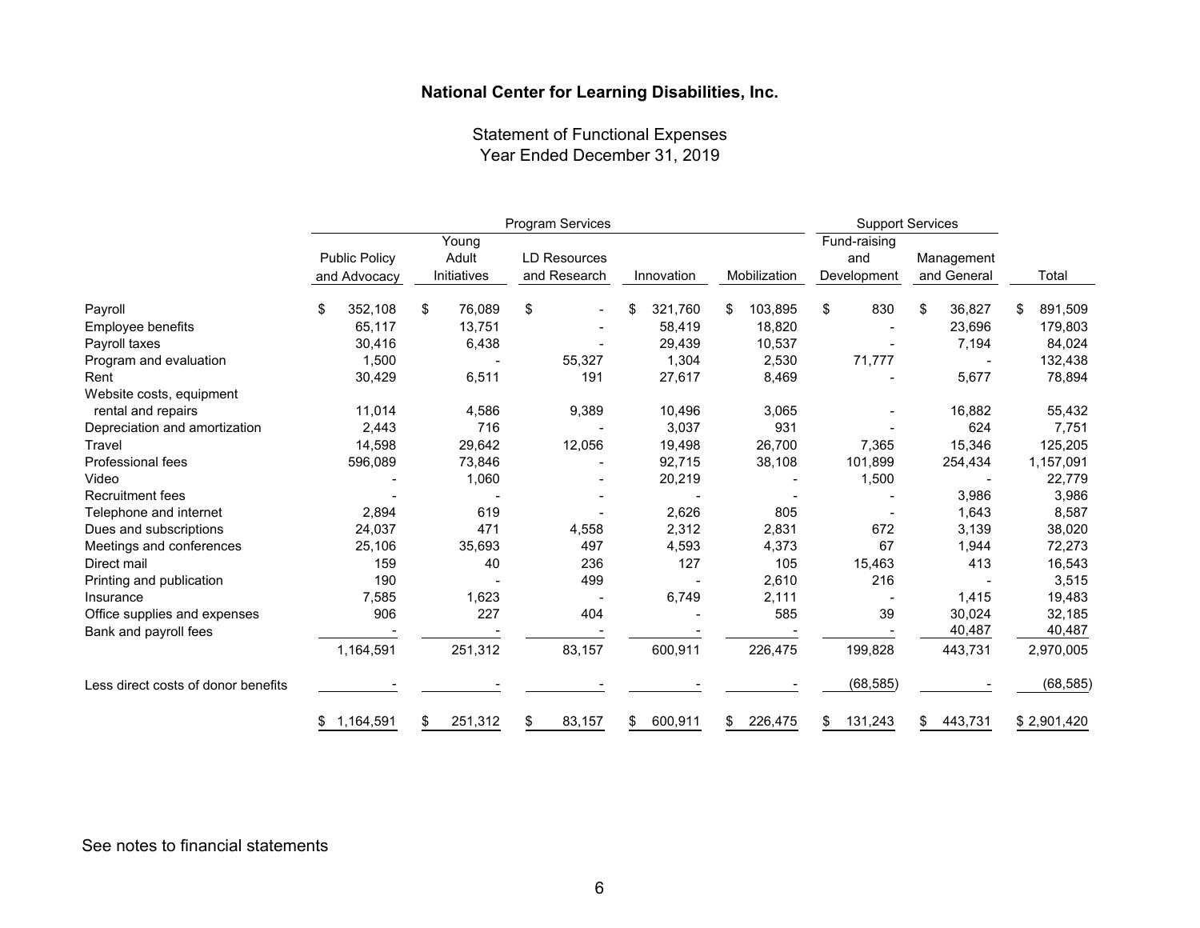# National Center for Learning Disabilities, Inc.

## Statement of Functional Expenses
## Year Ended December 31, 2019

| | Program Services | | | | | Support Services | | |
|---|---|---|---|---|---|---|---|---|
| | Public Policy and Advocacy | Young Adult Initiatives | LD Resources and Research | Innovation | Mobilization | Fund-raising and Development | Management and General | Total |
| Payroll | $ 352,108 | $ 76,089 | $ - | $ 321,760 | $ 103,895 | $ 830 | $ 36,827 | $ 891,509 |
| Employee benefits | 65,117 | 13,751 | - | 58,419 | 18,820 | - | 23,696 | 179,803 |
| Payroll taxes | 30,416 | 6,438 | - | 29,439 | 10,537 | - | 7,194 | 84,024 |
| Program and evaluation | 1,500 | - | 55,327 | 1,304 | 2,530 | 71,777 | - | 132,438 |
| Rent | 30,429 | 6,511 | 191 | 27,617 | 8,469 | - | 5,677 | 78,894 |
| Website costs, equipment rental and repairs | 11,014 | 4,586 | 9,389 | 10,496 | 3,065 | - | 16,882 | 55,432 |
| Depreciation and amortization | 2,443 | 716 | - | 3,037 | 931 | - | 624 | 7,751 |
| Travel | 14,598 | 29,642 | 12,056 | 19,498 | 26,700 | 7,365 | 15,346 | 125,205 |
| Professional fees | 596,089 | 73,846 | - | 92,715 | 38,108 | 101,899 | 254,434 | 1,157,091 |
| Video | - | 1,060 | - | 20,219 | - | 1,500 | - | 22,779 |
| Recruitment fees | - | - | - | - | - | - | 3,986 | 3,986 |
| Telephone and internet | 2,894 | 619 | - | 2,626 | 805 | - | 1,643 | 8,587 |
| Dues and subscriptions | 24,037 | 471 | 4,558 | 2,312 | 2,831 | 672 | 3,139 | 38,020 |
| Meetings and conferences | 25,106 | 35,693 | 497 | 4,593 | 4,373 | 67 | 1,944 | 72,273 |
| Direct mail | 159 | 40 | 236 | 127 | 105 | 15,463 | 413 | 16,543 |
| Printing and publication | 190 | - | 499 | - | 2,610 | 216 | - | 3,515 |
| Insurance | 7,585 | 1,623 | - | 6,749 | 2,111 | - | 1,415 | 19,483 |
| Office supplies and expenses | 906 | 227 | 404 | - | 585 | 39 | 30,024 | 32,185 |
| Bank and payroll fees | - | - | - | - | - | - | 40,487 | 40,487 |
| | 1,164,591 | 251,312 | 83,157 | 600,911 | 226,475 | 199,828 | 443,731 | 2,970,005 |
| Less direct costs of donor benefits | - | - | - | - | - | (68,585) | - | (68,585) |
| | $ 1,164,591 | $ 251,312 | $ 83,157 | $ 600,911 | $ 226,475 | $ 131,243 | $ 443,731 | $ 2,901,420 |

See notes to financial statements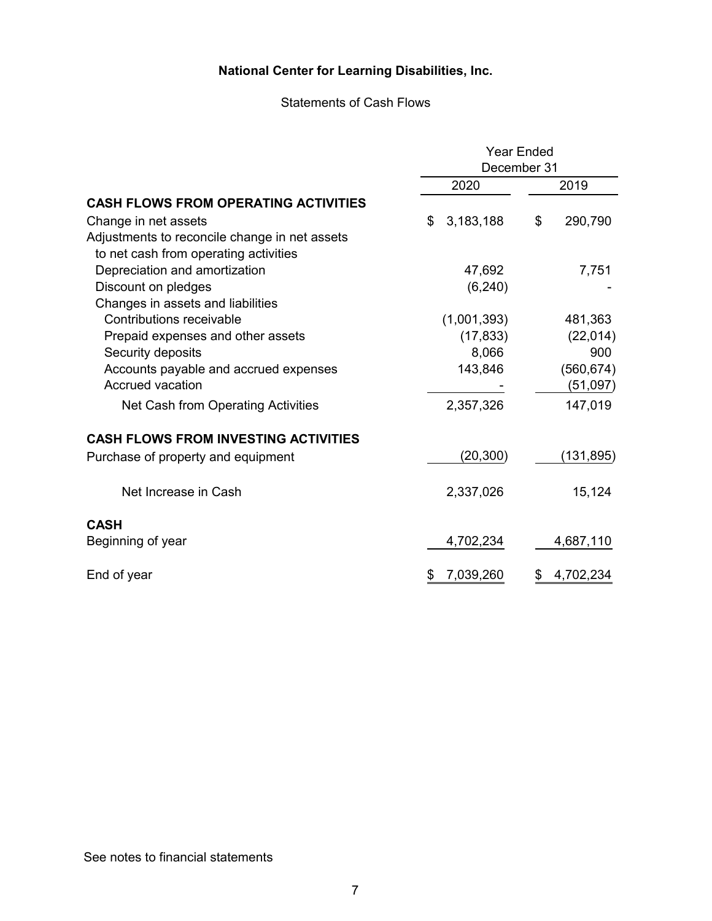# National Center for Learning Disabilities, Inc.

Statements of Cash Flows

| | Year Ended December 31 | |
|---|---|---|
| | 2020 | 2019 |
| **CASH FLOWS FROM OPERATING ACTIVITIES** | | |
| Change in net assets | $ 3,183,188 | $ 290,790 |
| Adjustments to reconcile change in net assets to net cash from operating activities | | |
| Depreciation and amortization | 47,692 | 7,751 |
| Discount on pledges | (6,240) | - |
| Changes in assets and liabilities | | |
| Contributions receivable | (1,001,393) | 481,363 |
| Prepaid expenses and other assets | (17,833) | (22,014) |
| Security deposits | 8,066 | 900 |
| Accounts payable and accrued expenses | 143,846 | (560,674) |
| Accrued vacation | - | (51,097) |
| Net Cash from Operating Activities | 2,357,326 | 147,019 |
| **CASH FLOWS FROM INVESTING ACTIVITIES** | | |
| Purchase of property and equipment | (20,300) | (131,895) |
| Net Increase in Cash | 2,337,026 | 15,124 |
| **CASH** | | |
| Beginning of year | 4,702,234 | 4,687,110 |
| End of year | $ 7,039,260 | $ 4,702,234 |

See notes to financial statements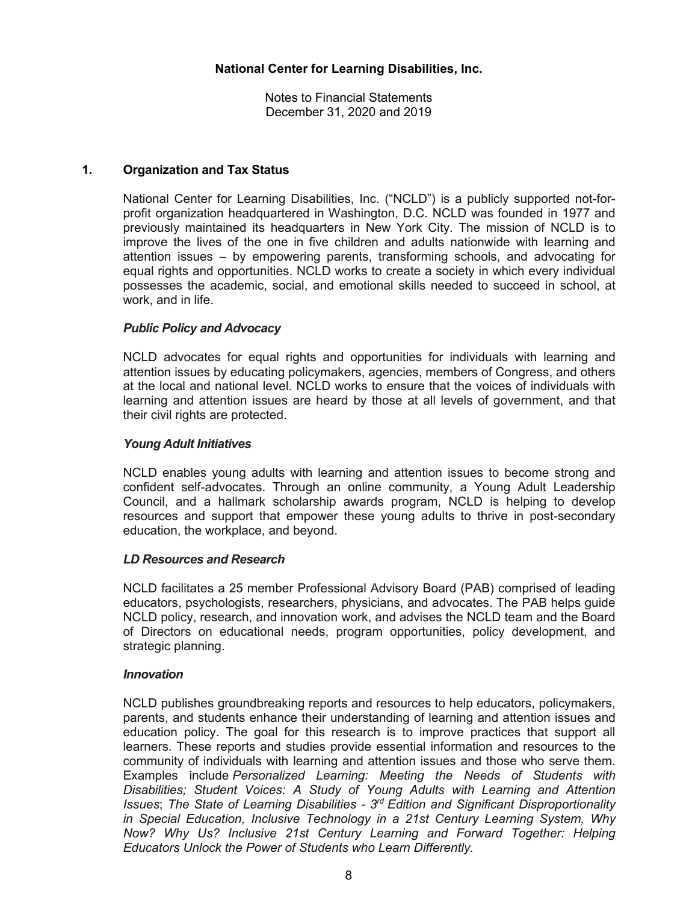**National Center for Learning Disabilities, Inc.**

Notes to Financial Statements
December 31, 2020 and 2019

## 1. Organization and Tax Status

National Center for Learning Disabilities, Inc. ("NCLD") is a publicly supported not-for-profit organization headquartered in Washington, D.C. NCLD was founded in 1977 and previously maintained its headquarters in New York City. The mission of NCLD is to improve the lives of the one in five children and adults nationwide with learning and attention issues – by empowering parents, transforming schools, and advocating for equal rights and opportunities. NCLD works to create a society in which every individual possesses the academic, social, and emotional skills needed to succeed in school, at work, and in life.

***Public Policy and Advocacy***

NCLD advocates for equal rights and opportunities for individuals with learning and attention issues by educating policymakers, agencies, members of Congress, and others at the local and national level. NCLD works to ensure that the voices of individuals with learning and attention issues are heard by those at all levels of government, and that their civil rights are protected.

***Young Adult Initiatives***

NCLD enables young adults with learning and attention issues to become strong and confident self-advocates. Through an online community, a Young Adult Leadership Council, and a hallmark scholarship awards program, NCLD is helping to develop resources and support that empower these young adults to thrive in post-secondary education, the workplace, and beyond.

***LD Resources and Research***

NCLD facilitates a 25 member Professional Advisory Board (PAB) comprised of leading educators, psychologists, researchers, physicians, and advocates. The PAB helps guide NCLD policy, research, and innovation work, and advises the NCLD team and the Board of Directors on educational needs, program opportunities, policy development, and strategic planning.

***Innovation***

NCLD publishes groundbreaking reports and resources to help educators, policymakers, parents, and students enhance their understanding of learning and attention issues and education policy. The goal for this research is to improve practices that support all learners. These reports and studies provide essential information and resources to the community of individuals with learning and attention issues and those who serve them. Examples include *Personalized Learning: Meeting the Needs of Students with Disabilities; Student Voices: A Study of Young Adults with Learning and Attention Issues*; *The State of Learning Disabilities - 3rd Edition and Significant Disproportionality in Special Education, Inclusive Technology in a 21st Century Learning System, Why Now? Why Us? Inclusive 21st Century Learning and Forward Together: Helping Educators Unlock the Power of Students who Learn Differently.*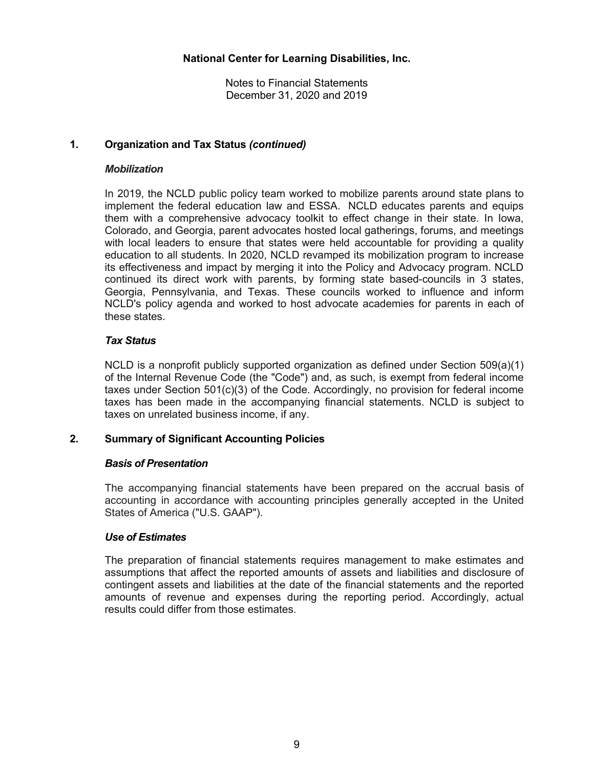**National Center for Learning Disabilities, Inc.**

Notes to Financial Statements
December 31, 2020 and 2019

## 1. Organization and Tax Status *(continued)*

### *Mobilization*

In 2019, the NCLD public policy team worked to mobilize parents around state plans to implement the federal education law and ESSA. NCLD educates parents and equips them with a comprehensive advocacy toolkit to effect change in their state. In Iowa, Colorado, and Georgia, parent advocates hosted local gatherings, forums, and meetings with local leaders to ensure that states were held accountable for providing a quality education to all students. In 2020, NCLD revamped its mobilization program to increase its effectiveness and impact by merging it into the Policy and Advocacy program. NCLD continued its direct work with parents, by forming state based-councils in 3 states, Georgia, Pennsylvania, and Texas. These councils worked to influence and inform NCLD's policy agenda and worked to host advocate academies for parents in each of these states.

### *Tax Status*

NCLD is a nonprofit publicly supported organization as defined under Section 509(a)(1) of the Internal Revenue Code (the "Code") and, as such, is exempt from federal income taxes under Section 501(c)(3) of the Code. Accordingly, no provision for federal income taxes has been made in the accompanying financial statements. NCLD is subject to taxes on unrelated business income, if any.

## 2. Summary of Significant Accounting Policies

### *Basis of Presentation*

The accompanying financial statements have been prepared on the accrual basis of accounting in accordance with accounting principles generally accepted in the United States of America ("U.S. GAAP").

### *Use of Estimates*

The preparation of financial statements requires management to make estimates and assumptions that affect the reported amounts of assets and liabilities and disclosure of contingent assets and liabilities at the date of the financial statements and the reported amounts of revenue and expenses during the reporting period. Accordingly, actual results could differ from those estimates.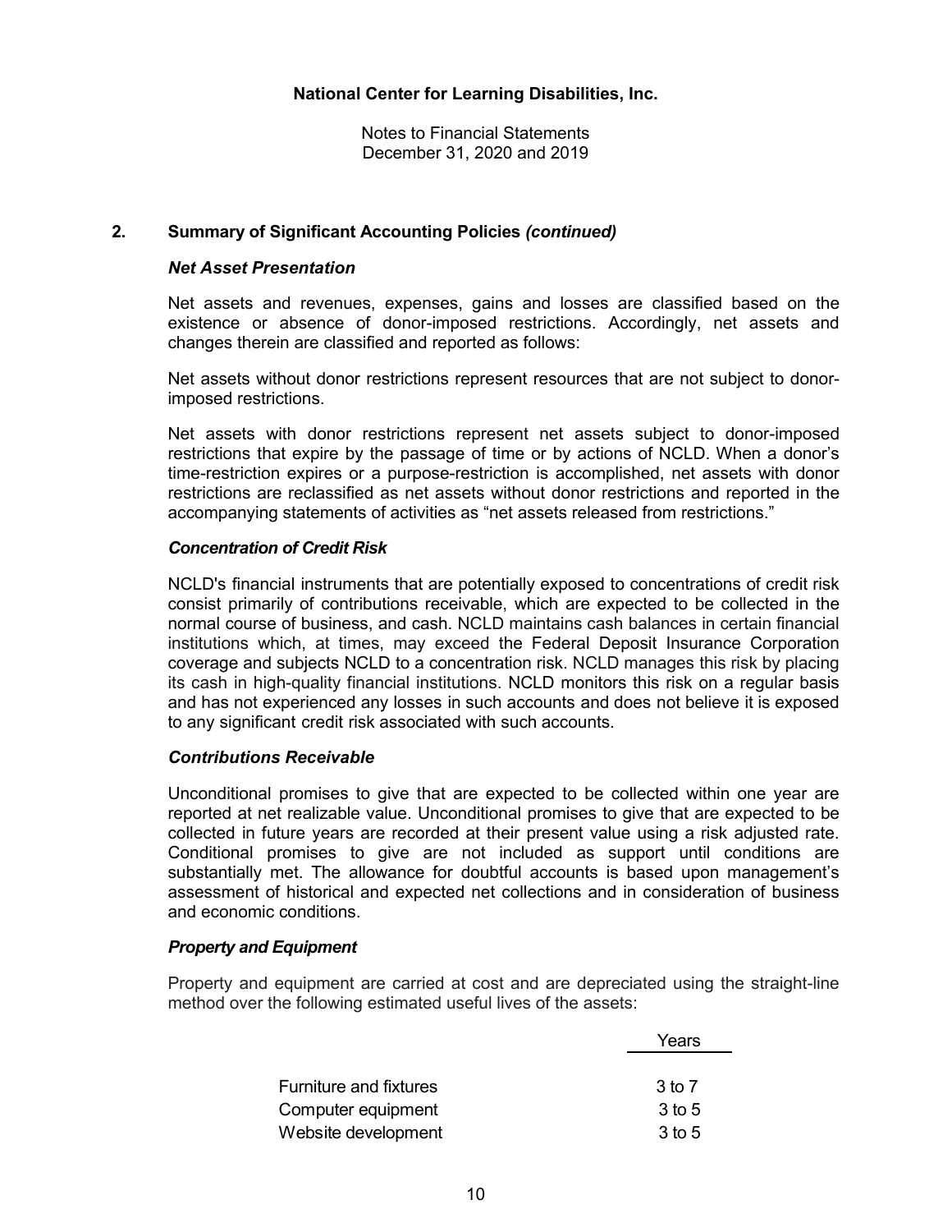# National Center for Learning Disabilities, Inc.

Notes to Financial Statements
December 31, 2020 and 2019

## 2. Summary of Significant Accounting Policies *(continued)*

### *Net Asset Presentation*

Net assets and revenues, expenses, gains and losses are classified based on the existence or absence of donor-imposed restrictions. Accordingly, net assets and changes therein are classified and reported as follows:

Net assets without donor restrictions represent resources that are not subject to donor-imposed restrictions.

Net assets with donor restrictions represent net assets subject to donor-imposed restrictions that expire by the passage of time or by actions of NCLD. When a donor's time-restriction expires or a purpose-restriction is accomplished, net assets with donor restrictions are reclassified as net assets without donor restrictions and reported in the accompanying statements of activities as "net assets released from restrictions."

### *Concentration of Credit Risk*

NCLD's financial instruments that are potentially exposed to concentrations of credit risk consist primarily of contributions receivable, which are expected to be collected in the normal course of business, and cash. NCLD maintains cash balances in certain financial institutions which, at times, may exceed the Federal Deposit Insurance Corporation coverage and subjects NCLD to a concentration risk. NCLD manages this risk by placing its cash in high-quality financial institutions. NCLD monitors this risk on a regular basis and has not experienced any losses in such accounts and does not believe it is exposed to any significant credit risk associated with such accounts.

### *Contributions Receivable*

Unconditional promises to give that are expected to be collected within one year are reported at net realizable value. Unconditional promises to give that are expected to be collected in future years are recorded at their present value using a risk adjusted rate. Conditional promises to give are not included as support until conditions are substantially met. The allowance for doubtful accounts is based upon management's assessment of historical and expected net collections and in consideration of business and economic conditions.

### *Property and Equipment*

Property and equipment are carried at cost and are depreciated using the straight-line method over the following estimated useful lives of the assets:

| | Years |
|---|---|
| Furniture and fixtures | 3 to 7 |
| Computer equipment | 3 to 5 |
| Website development | 3 to 5 |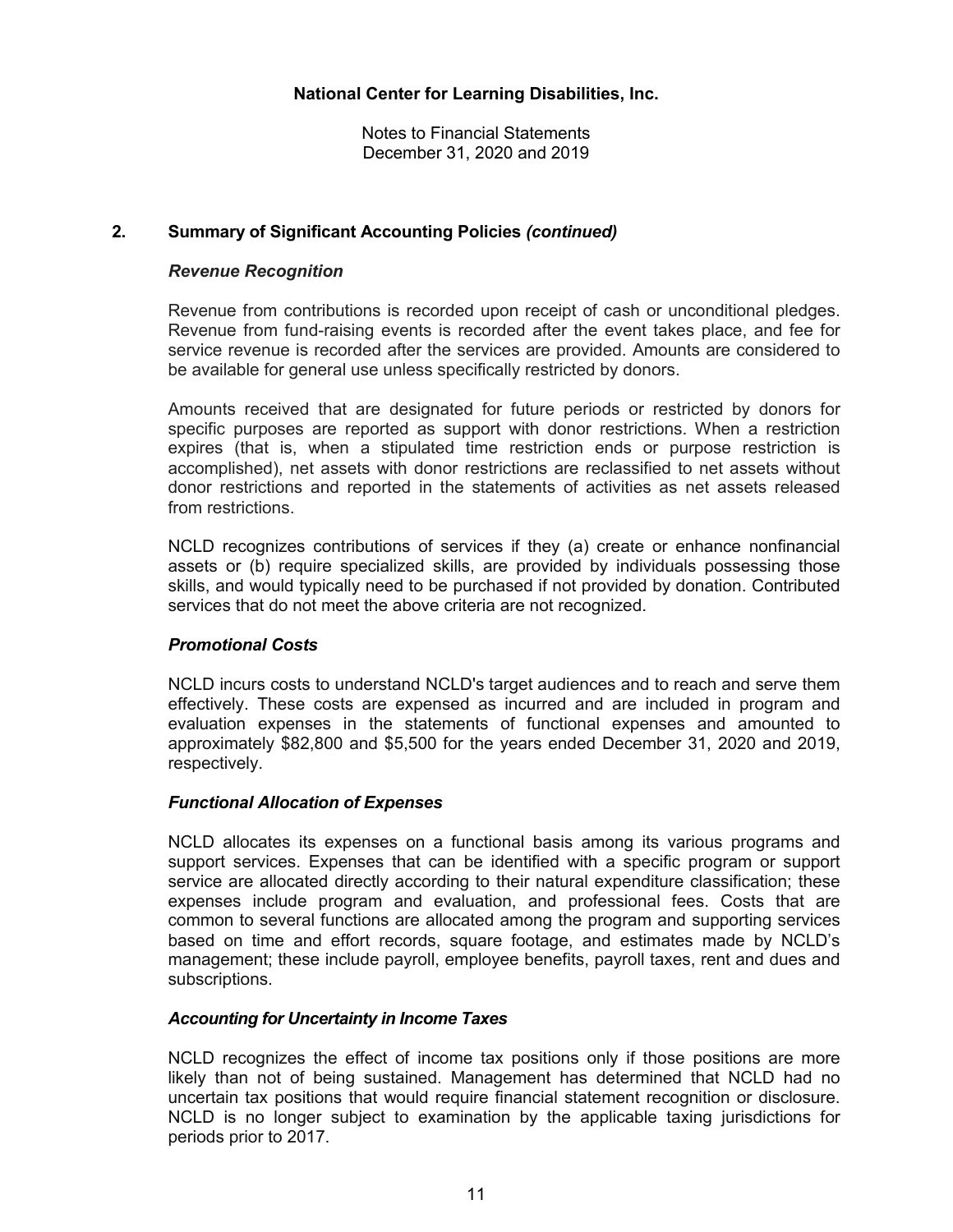**National Center for Learning Disabilities, Inc.**

Notes to Financial Statements
December 31, 2020 and 2019

## 2. Summary of Significant Accounting Policies *(continued)*

### *Revenue Recognition*

Revenue from contributions is recorded upon receipt of cash or unconditional pledges. Revenue from fund-raising events is recorded after the event takes place, and fee for service revenue is recorded after the services are provided. Amounts are considered to be available for general use unless specifically restricted by donors.

Amounts received that are designated for future periods or restricted by donors for specific purposes are reported as support with donor restrictions. When a restriction expires (that is, when a stipulated time restriction ends or purpose restriction is accomplished), net assets with donor restrictions are reclassified to net assets without donor restrictions and reported in the statements of activities as net assets released from restrictions.

NCLD recognizes contributions of services if they (a) create or enhance nonfinancial assets or (b) require specialized skills, are provided by individuals possessing those skills, and would typically need to be purchased if not provided by donation. Contributed services that do not meet the above criteria are not recognized.

### *Promotional Costs*

NCLD incurs costs to understand NCLD's target audiences and to reach and serve them effectively. These costs are expensed as incurred and are included in program and evaluation expenses in the statements of functional expenses and amounted to approximately $82,800 and $5,500 for the years ended December 31, 2020 and 2019, respectively.

### *Functional Allocation of Expenses*

NCLD allocates its expenses on a functional basis among its various programs and support services. Expenses that can be identified with a specific program or support service are allocated directly according to their natural expenditure classification; these expenses include program and evaluation, and professional fees. Costs that are common to several functions are allocated among the program and supporting services based on time and effort records, square footage, and estimates made by NCLD's management; these include payroll, employee benefits, payroll taxes, rent and dues and subscriptions.

### *Accounting for Uncertainty in Income Taxes*

NCLD recognizes the effect of income tax positions only if those positions are more likely than not of being sustained. Management has determined that NCLD had no uncertain tax positions that would require financial statement recognition or disclosure. NCLD is no longer subject to examination by the applicable taxing jurisdictions for periods prior to 2017.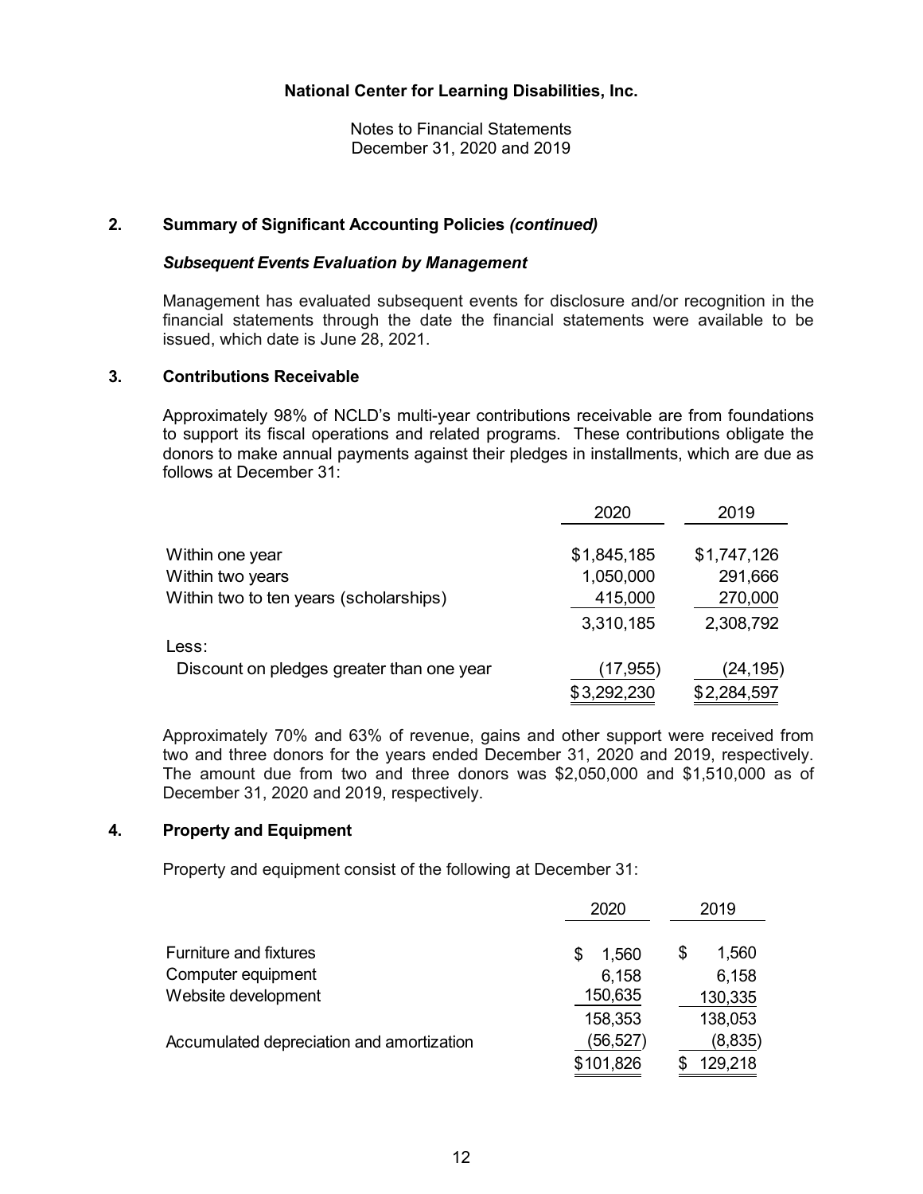**National Center for Learning Disabilities, Inc.**

Notes to Financial Statements
December 31, 2020 and 2019

## 2. Summary of Significant Accounting Policies *(continued)*

### *Subsequent Events Evaluation by Management*

Management has evaluated subsequent events for disclosure and/or recognition in the financial statements through the date the financial statements were available to be issued, which date is June 28, 2021.

## 3. Contributions Receivable

Approximately 98% of NCLD's multi-year contributions receivable are from foundations to support its fiscal operations and related programs. These contributions obligate the donors to make annual payments against their pledges in installments, which are due as follows at December 31:

| | 2020 | 2019 |
|---|---|---|
| Within one year | $1,845,185 | $1,747,126 |
| Within two years | 1,050,000 | 291,666 |
| Within two to ten years (scholarships) | 415,000 | 270,000 |
| | 3,310,185 | 2,308,792 |
| Less: | | |
| Discount on pledges greater than one year | (17,955) | (24,195) |
| | $3,292,230 | $2,284,597 |

Approximately 70% and 63% of revenue, gains and other support were received from two and three donors for the years ended December 31, 2020 and 2019, respectively. The amount due from two and three donors was $2,050,000 and $1,510,000 as of December 31, 2020 and 2019, respectively.

## 4. Property and Equipment

Property and equipment consist of the following at December 31:

| | 2020 | 2019 |
|---|---|---|
| Furniture and fixtures | $ 1,560 | $ 1,560 |
| Computer equipment | 6,158 | 6,158 |
| Website development | 150,635 | 130,335 |
| | 158,353 | 138,053 |
| Accumulated depreciation and amortization | (56,527) | (8,835) |
| | $101,826 | $ 129,218 |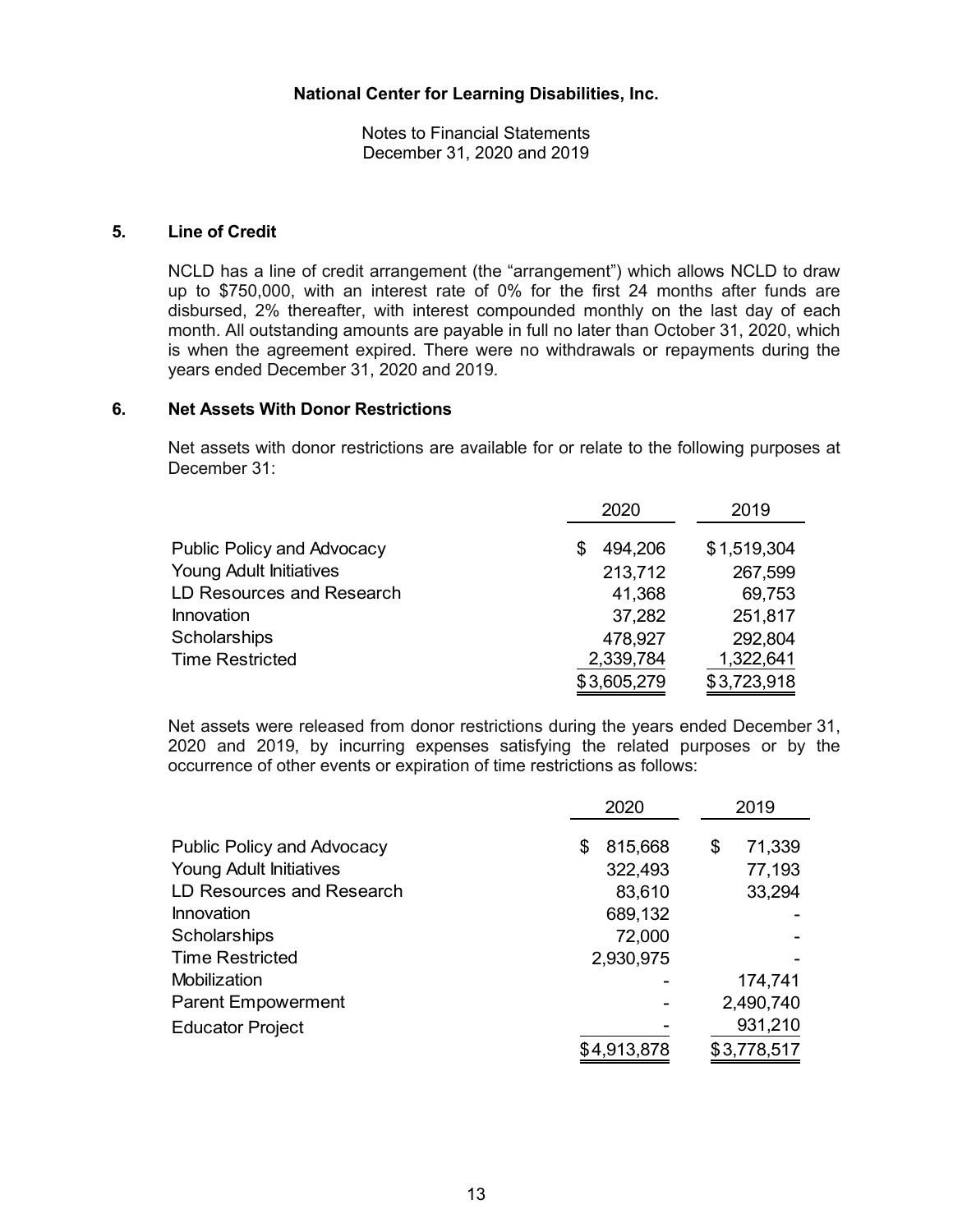# National Center for Learning Disabilities, Inc.

Notes to Financial Statements
December 31, 2020 and 2019

## 5. Line of Credit

NCLD has a line of credit arrangement (the "arrangement") which allows NCLD to draw up to $750,000, with an interest rate of 0% for the first 24 months after funds are disbursed, 2% thereafter, with interest compounded monthly on the last day of each month. All outstanding amounts are payable in full no later than October 31, 2020, which is when the agreement expired. There were no withdrawals or repayments during the years ended December 31, 2020 and 2019.

## 6. Net Assets With Donor Restrictions

Net assets with donor restrictions are available for or relate to the following purposes at December 31:

| | 2020 | 2019 |
|---|---|---|
| Public Policy and Advocacy | $ 494,206 | $1,519,304 |
| Young Adult Initiatives | 213,712 | 267,599 |
| LD Resources and Research | 41,368 | 69,753 |
| Innovation | 37,282 | 251,817 |
| Scholarships | 478,927 | 292,804 |
| Time Restricted | 2,339,784 | 1,322,641 |
| | $3,605,279 | $3,723,918 |

Net assets were released from donor restrictions during the years ended December 31, 2020 and 2019, by incurring expenses satisfying the related purposes or by the occurrence of other events or expiration of time restrictions as follows:

| | 2020 | 2019 |
|---|---|---|
| Public Policy and Advocacy | $ 815,668 | $ 71,339 |
| Young Adult Initiatives | 322,493 | 77,193 |
| LD Resources and Research | 83,610 | 33,294 |
| Innovation | 689,132 | - |
| Scholarships | 72,000 | - |
| Time Restricted | 2,930,975 | - |
| Mobilization | - | 174,741 |
| Parent Empowerment | - | 2,490,740 |
| Educator Project | - | 931,210 |
| | $4,913,878 | $3,778,517 |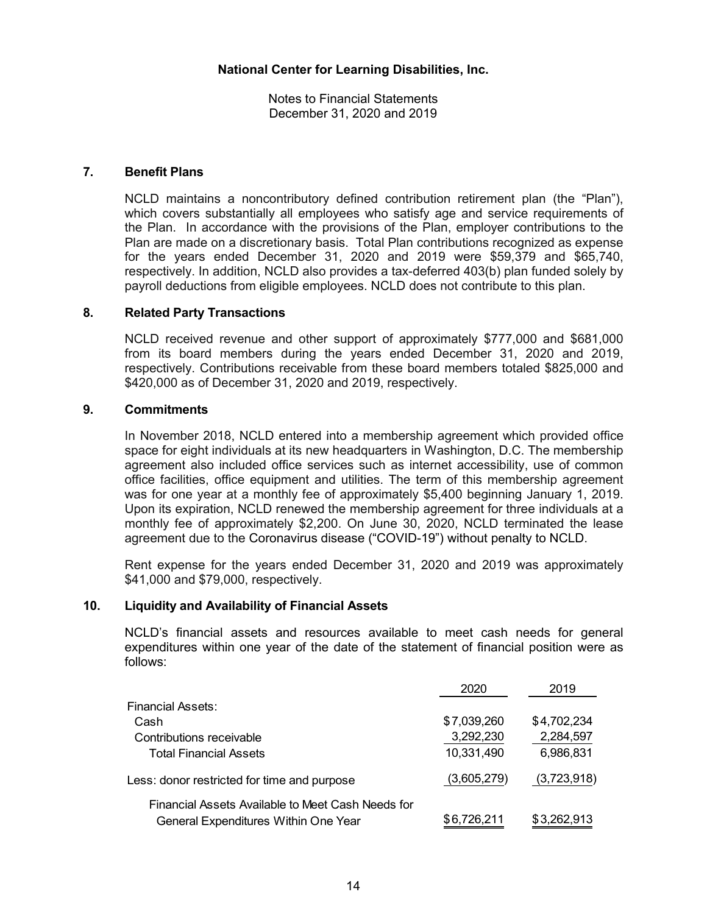# National Center for Learning Disabilities, Inc.

Notes to Financial Statements
December 31, 2020 and 2019

## 7. Benefit Plans

NCLD maintains a noncontributory defined contribution retirement plan (the "Plan"), which covers substantially all employees who satisfy age and service requirements of the Plan. In accordance with the provisions of the Plan, employer contributions to the Plan are made on a discretionary basis. Total Plan contributions recognized as expense for the years ended December 31, 2020 and 2019 were $59,379 and $65,740, respectively. In addition, NCLD also provides a tax-deferred 403(b) plan funded solely by payroll deductions from eligible employees. NCLD does not contribute to this plan.

## 8. Related Party Transactions

NCLD received revenue and other support of approximately $777,000 and $681,000 from its board members during the years ended December 31, 2020 and 2019, respectively. Contributions receivable from these board members totaled $825,000 and $420,000 as of December 31, 2020 and 2019, respectively.

## 9. Commitments

In November 2018, NCLD entered into a membership agreement which provided office space for eight individuals at its new headquarters in Washington, D.C. The membership agreement also included office services such as internet accessibility, use of common office facilities, office equipment and utilities. The term of this membership agreement was for one year at a monthly fee of approximately $5,400 beginning January 1, 2019. Upon its expiration, NCLD renewed the membership agreement for three individuals at a monthly fee of approximately $2,200. On June 30, 2020, NCLD terminated the lease agreement due to the Coronavirus disease ("COVID-19") without penalty to NCLD.

Rent expense for the years ended December 31, 2020 and 2019 was approximately $41,000 and $79,000, respectively.

## 10. Liquidity and Availability of Financial Assets

NCLD's financial assets and resources available to meet cash needs for general expenditures within one year of the date of the statement of financial position were as follows:

| | 2020 | 2019 |
|---|---|---|
| Financial Assets: | | |
| Cash | $7,039,260 | $4,702,234 |
| Contributions receivable | 3,292,230 | 2,284,597 |
| Total Financial Assets | 10,331,490 | 6,986,831 |
| Less: donor restricted for time and purpose | (3,605,279) | (3,723,918) |
| Financial Assets Available to Meet Cash Needs for General Expenditures Within One Year | $6,726,211 | $3,262,913 |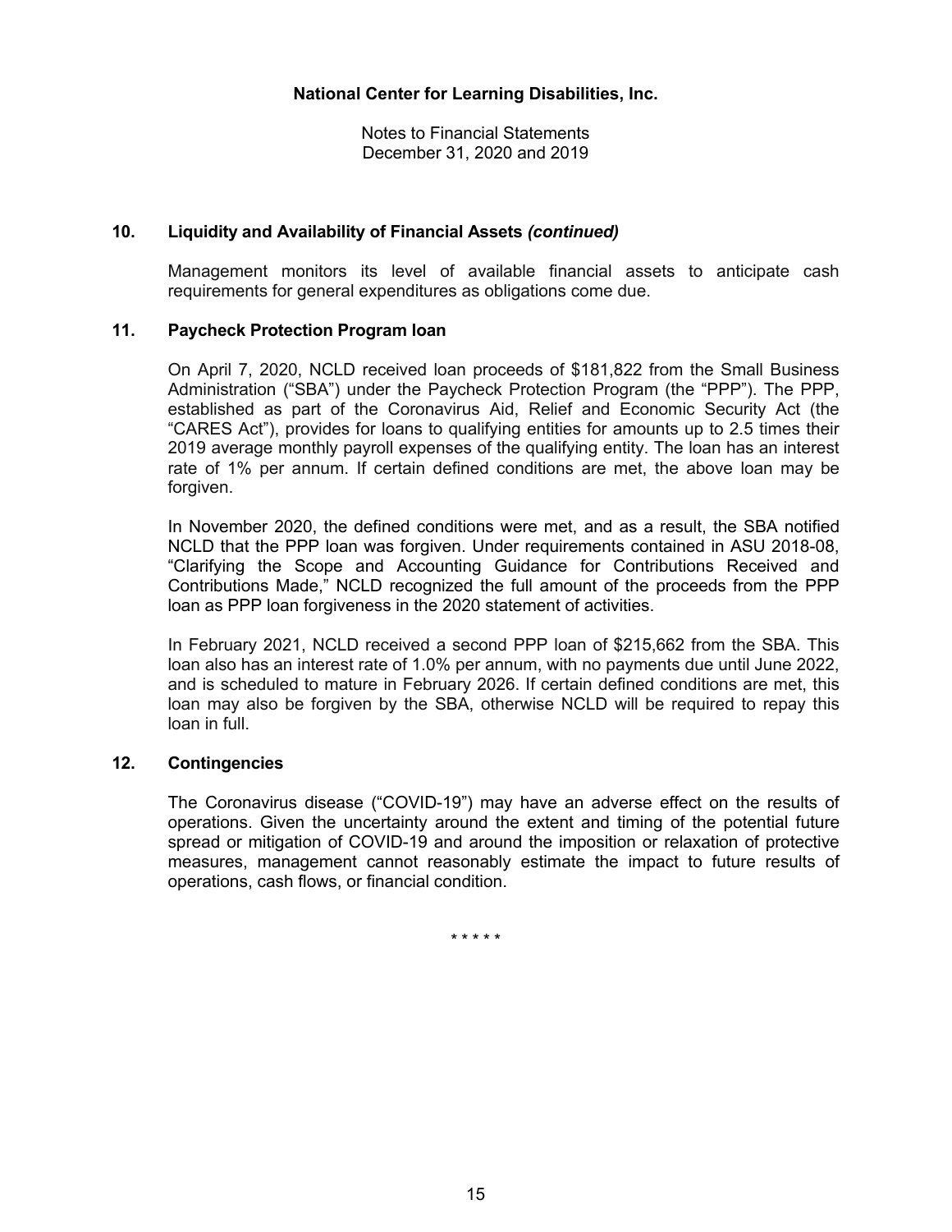## 10. Liquidity and Availability of Financial Assets *(continued)*

Management monitors its level of available financial assets to anticipate cash requirements for general expenditures as obligations come due.

## 11. Paycheck Protection Program loan

On April 7, 2020, NCLD received loan proceeds of $181,822 from the Small Business Administration ("SBA") under the Paycheck Protection Program (the "PPP"). The PPP, established as part of the Coronavirus Aid, Relief and Economic Security Act (the "CARES Act"), provides for loans to qualifying entities for amounts up to 2.5 times their 2019 average monthly payroll expenses of the qualifying entity. The loan has an interest rate of 1% per annum. If certain defined conditions are met, the above loan may be forgiven.

In November 2020, the defined conditions were met, and as a result, the SBA notified NCLD that the PPP loan was forgiven. Under requirements contained in ASU 2018-08, "Clarifying the Scope and Accounting Guidance for Contributions Received and Contributions Made," NCLD recognized the full amount of the proceeds from the PPP loan as PPP loan forgiveness in the 2020 statement of activities.

In February 2021, NCLD received a second PPP loan of $215,662 from the SBA. This loan also has an interest rate of 1.0% per annum, with no payments due until June 2022, and is scheduled to mature in February 2026. If certain defined conditions are met, this loan may also be forgiven by the SBA, otherwise NCLD will be required to repay this loan in full.

## 12. Contingencies

The Coronavirus disease ("COVID-19") may have an adverse effect on the results of operations. Given the uncertainty around the extent and timing of the potential future spread or mitigation of COVID-19 and around the imposition or relaxation of protective measures, management cannot reasonably estimate the impact to future results of operations, cash flows, or financial condition.

* * * * *